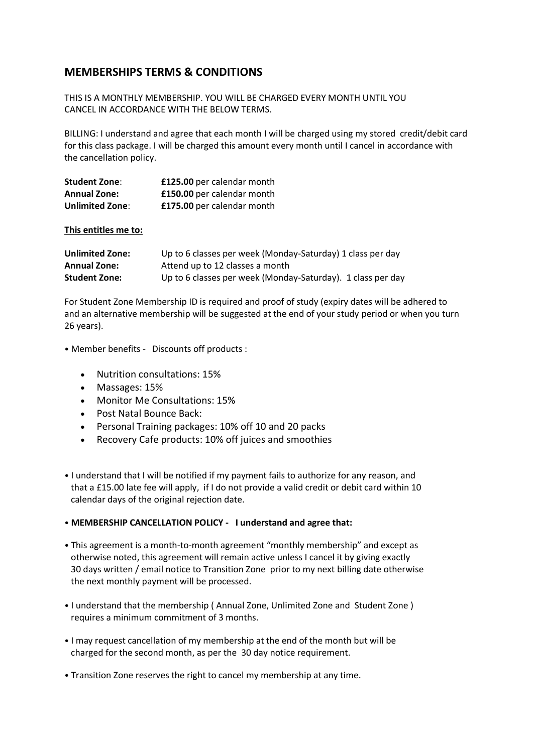## MEMBERSHIPS TERMS & CONDITIONS

THIS IS A MONTHLY MEMBERSHIP. YOU WILL BE CHARGED EVERY MONTH UNTIL YOU CANCEL IN ACCORDANCE WITH THE BELOW TERMS.

BILLING: I understand and agree that each month I will be charged using my stored credit/debit card for this class package. I will be charged this amount every month until I cancel in accordance with the cancellation policy.

| | |
|---|---|
| **Student Zone**: | **£125.00** per calendar month |
| **Annual Zone:** | **£150.00** per calendar month |
| **Unlimited Zone**: | **£175.00** per calendar month |

**This entitles me to:**

| | |
|---|---|
| **Unlimited Zone:** | Up to 6 classes per week (Monday-Saturday) 1 class per day |
| **Annual Zone:** | Attend up to 12 classes a month |
| **Student Zone:** | Up to 6 classes per week (Monday-Saturday). 1 class per day |

For Student Zone Membership ID is required and proof of study (expiry dates will be adhered to and an alternative membership will be suggested at the end of your study period or when you turn 26 years).

• Member benefits - Discounts off products :

- Nutrition consultations: 15%
- Massages: 15%
- Monitor Me Consultations: 15%
- Post Natal Bounce Back:
- Personal Training packages: 10% off 10 and 20 packs
- Recovery Cafe products: 10% off juices and smoothies

• I understand that I will be notified if my payment fails to authorize for any reason, and that a £15.00 late fee will apply, if I do not provide a valid credit or debit card within 10 calendar days of the original rejection date.

• **MEMBERSHIP CANCELLATION POLICY - I understand and agree that:**

• This agreement is a month-to-month agreement "monthly membership" and except as otherwise noted, this agreement will remain active unless I cancel it by giving exactly 30 days written / email notice to Transition Zone prior to my next billing date otherwise the next monthly payment will be processed.

• I understand that the membership ( Annual Zone, Unlimited Zone and Student Zone ) requires a minimum commitment of 3 months.

• I may request cancellation of my membership at the end of the month but will be charged for the second month, as per the 30 day notice requirement.

• Transition Zone reserves the right to cancel my membership at any time.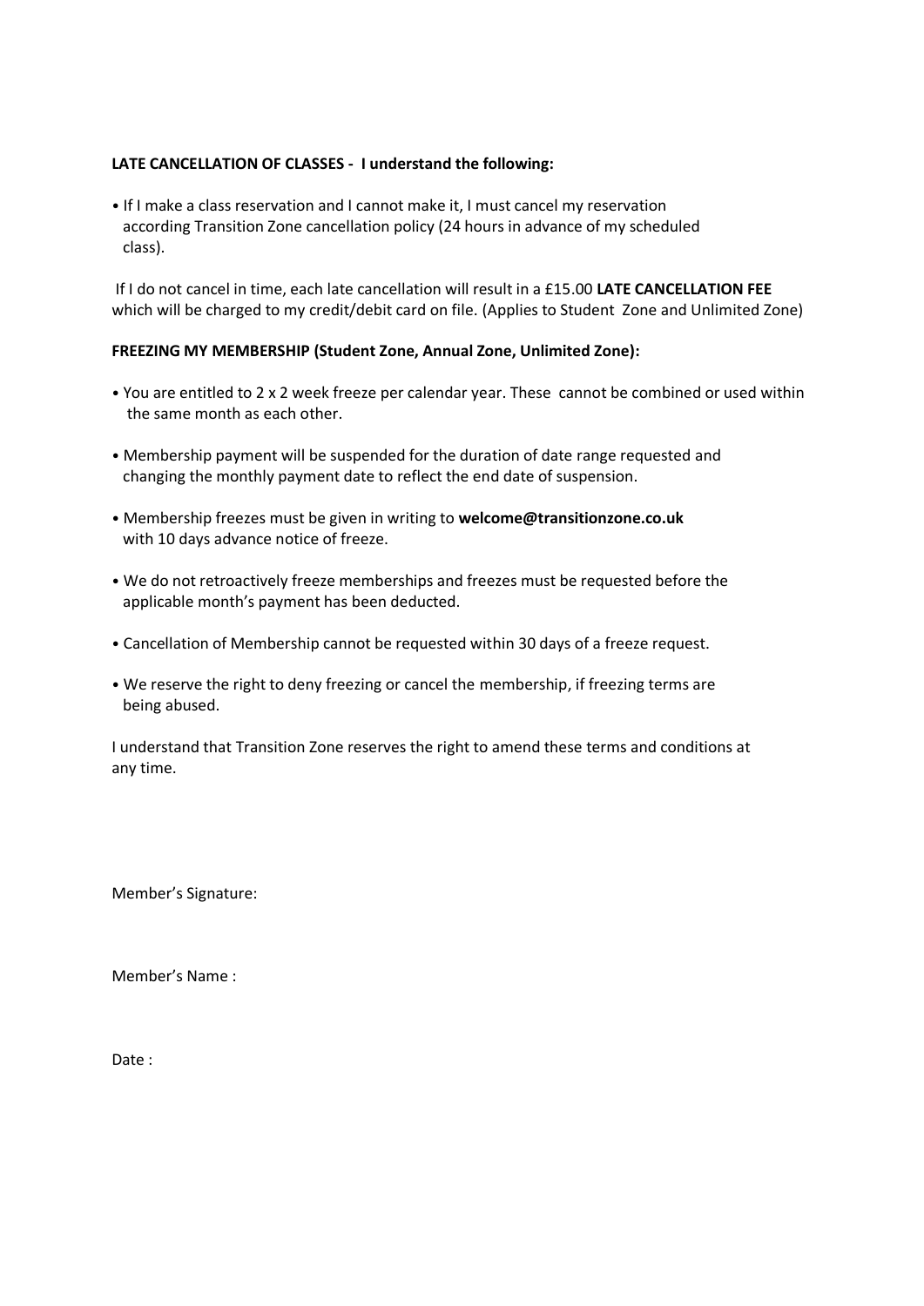**LATE CANCELLATION OF CLASSES - I understand the following:**

- If I make a class reservation and I cannot make it, I must cancel my reservation according Transition Zone cancellation policy (24 hours in advance of my scheduled class).

If I do not cancel in time, each late cancellation will result in a £15.00 **LATE CANCELLATION FEE** which will be charged to my credit/debit card on file. (Applies to Student Zone and Unlimited Zone)

**FREEZING MY MEMBERSHIP (Student Zone, Annual Zone, Unlimited Zone):**

- You are entitled to 2 x 2 week freeze per calendar year. These cannot be combined or used within the same month as each other.

- Membership payment will be suspended for the duration of date range requested and changing the monthly payment date to reflect the end date of suspension.

- Membership freezes must be given in writing to **welcome@transitionzone.co.uk** with 10 days advance notice of freeze.

- We do not retroactively freeze memberships and freezes must be requested before the applicable month's payment has been deducted.

- Cancellation of Membership cannot be requested within 30 days of a freeze request.

- We reserve the right to deny freezing or cancel the membership, if freezing terms are being abused.

I understand that Transition Zone reserves the right to amend these terms and conditions at any time.

Member's Signature:

Member's Name :

Date :